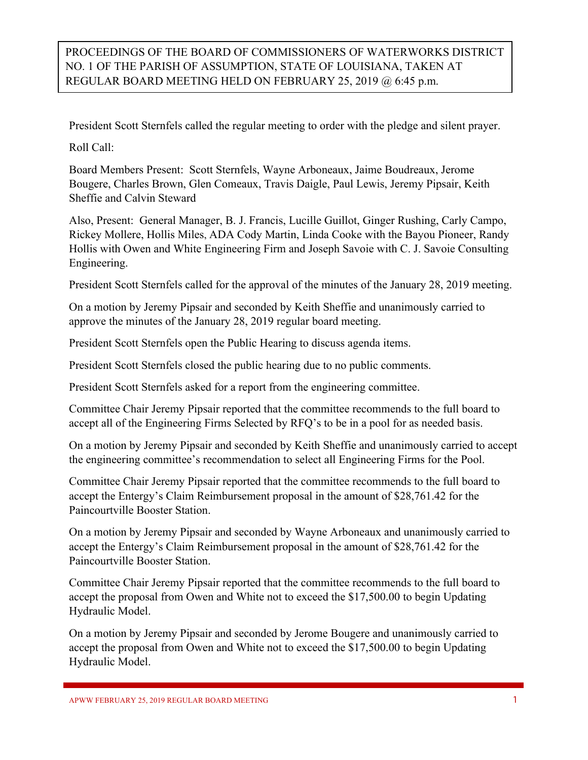PROCEEDINGS OF THE BOARD OF COMMISSIONERS OF WATERWORKS DISTRICT NO. 1 OF THE PARISH OF ASSUMPTION, STATE OF LOUISIANA, TAKEN AT REGULAR BOARD MEETING HELD ON FEBRUARY 25, 2019 @ 6:45 p.m.

President Scott Sternfels called the regular meeting to order with the pledge and silent prayer.

Roll Call:

Board Members Present: Scott Sternfels, Wayne Arboneaux, Jaime Boudreaux, Jerome Bougere, Charles Brown, Glen Comeaux, Travis Daigle, Paul Lewis, Jeremy Pipsair, Keith Sheffie and Calvin Steward

Also, Present: General Manager, B. J. Francis, Lucille Guillot, Ginger Rushing, Carly Campo, Rickey Mollere, Hollis Miles, ADA Cody Martin, Linda Cooke with the Bayou Pioneer, Randy Hollis with Owen and White Engineering Firm and Joseph Savoie with C. J. Savoie Consulting Engineering.

President Scott Sternfels called for the approval of the minutes of the January 28, 2019 meeting.

On a motion by Jeremy Pipsair and seconded by Keith Sheffie and unanimously carried to approve the minutes of the January 28, 2019 regular board meeting.

President Scott Sternfels open the Public Hearing to discuss agenda items.

President Scott Sternfels closed the public hearing due to no public comments.

President Scott Sternfels asked for a report from the engineering committee.

Committee Chair Jeremy Pipsair reported that the committee recommends to the full board to accept all of the Engineering Firms Selected by RFQ's to be in a pool for as needed basis.

On a motion by Jeremy Pipsair and seconded by Keith Sheffie and unanimously carried to accept the engineering committee's recommendation to select all Engineering Firms for the Pool.

Committee Chair Jeremy Pipsair reported that the committee recommends to the full board to accept the Entergy's Claim Reimbursement proposal in the amount of $28,761.42 for the Paincourtville Booster Station.

On a motion by Jeremy Pipsair and seconded by Wayne Arboneaux and unanimously carried to accept the Entergy's Claim Reimbursement proposal in the amount of $28,761.42 for the Paincourtville Booster Station.

Committee Chair Jeremy Pipsair reported that the committee recommends to the full board to accept the proposal from Owen and White not to exceed the $17,500.00 to begin Updating Hydraulic Model.

On a motion by Jeremy Pipsair and seconded by Jerome Bougere and unanimously carried to accept the proposal from Owen and White not to exceed the $17,500.00 to begin Updating Hydraulic Model.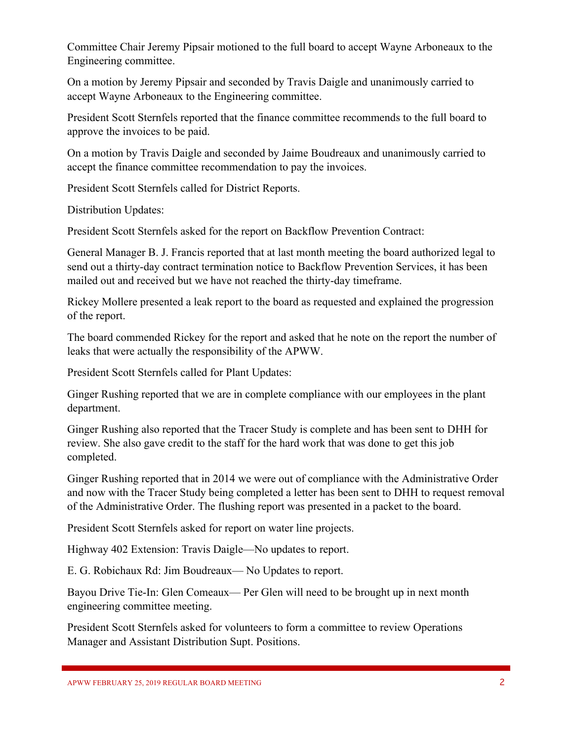Committee Chair Jeremy Pipsair motioned to the full board to accept Wayne Arboneaux to the Engineering committee.

On a motion by Jeremy Pipsair and seconded by Travis Daigle and unanimously carried to accept Wayne Arboneaux to the Engineering committee.

President Scott Sternfels reported that the finance committee recommends to the full board to approve the invoices to be paid.

On a motion by Travis Daigle and seconded by Jaime Boudreaux and unanimously carried to accept the finance committee recommendation to pay the invoices.

President Scott Sternfels called for District Reports.

Distribution Updates:

President Scott Sternfels asked for the report on Backflow Prevention Contract:

General Manager B. J. Francis reported that at last month meeting the board authorized legal to send out a thirty-day contract termination notice to Backflow Prevention Services, it has been mailed out and received but we have not reached the thirty-day timeframe.

Rickey Mollere presented a leak report to the board as requested and explained the progression of the report.

The board commended Rickey for the report and asked that he note on the report the number of leaks that were actually the responsibility of the APWW.

President Scott Sternfels called for Plant Updates:

Ginger Rushing reported that we are in complete compliance with our employees in the plant department.

Ginger Rushing also reported that the Tracer Study is complete and has been sent to DHH for review. She also gave credit to the staff for the hard work that was done to get this job completed.

Ginger Rushing reported that in 2014 we were out of compliance with the Administrative Order and now with the Tracer Study being completed a letter has been sent to DHH to request removal of the Administrative Order. The flushing report was presented in a packet to the board.

President Scott Sternfels asked for report on water line projects.

Highway 402 Extension: Travis Daigle—No updates to report.

E. G. Robichaux Rd: Jim Boudreaux— No Updates to report.

Bayou Drive Tie-In: Glen Comeaux— Per Glen will need to be brought up in next month engineering committee meeting.

President Scott Sternfels asked for volunteers to form a committee to review Operations Manager and Assistant Distribution Supt. Positions.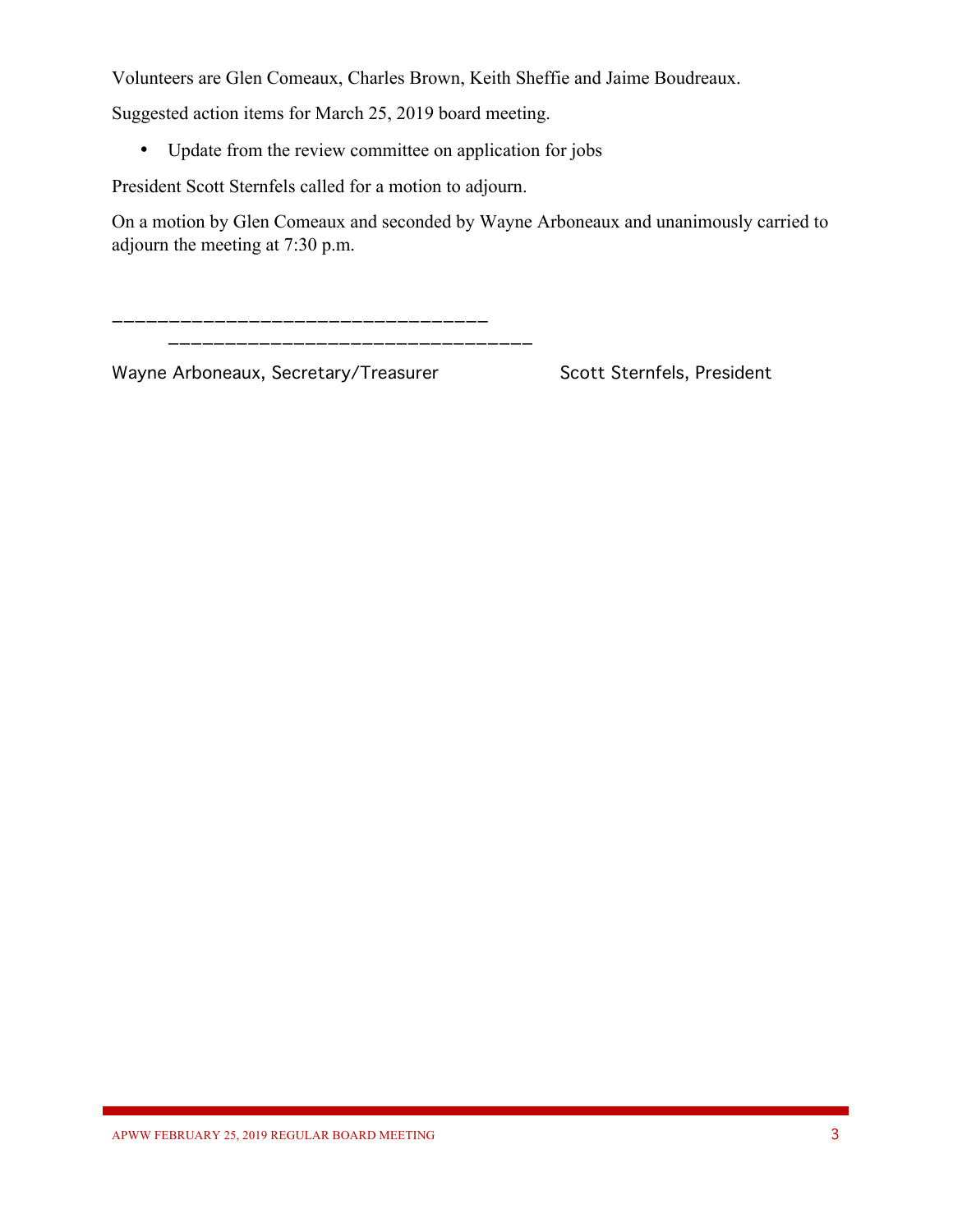Volunteers are Glen Comeaux, Charles Brown, Keith Sheffie and Jaime Boudreaux.

Suggested action items for March 25, 2019 board meeting.

- Update from the review committee on application for jobs

President Scott Sternfels called for a motion to adjourn.

On a motion by Glen Comeaux and seconded by Wayne Arboneaux and unanimously carried to adjourn the meeting at 7:30 p.m.

________________________________ ________________________________

Wayne Arboneaux, Secretary/Treasurer Scott Sternfels, President